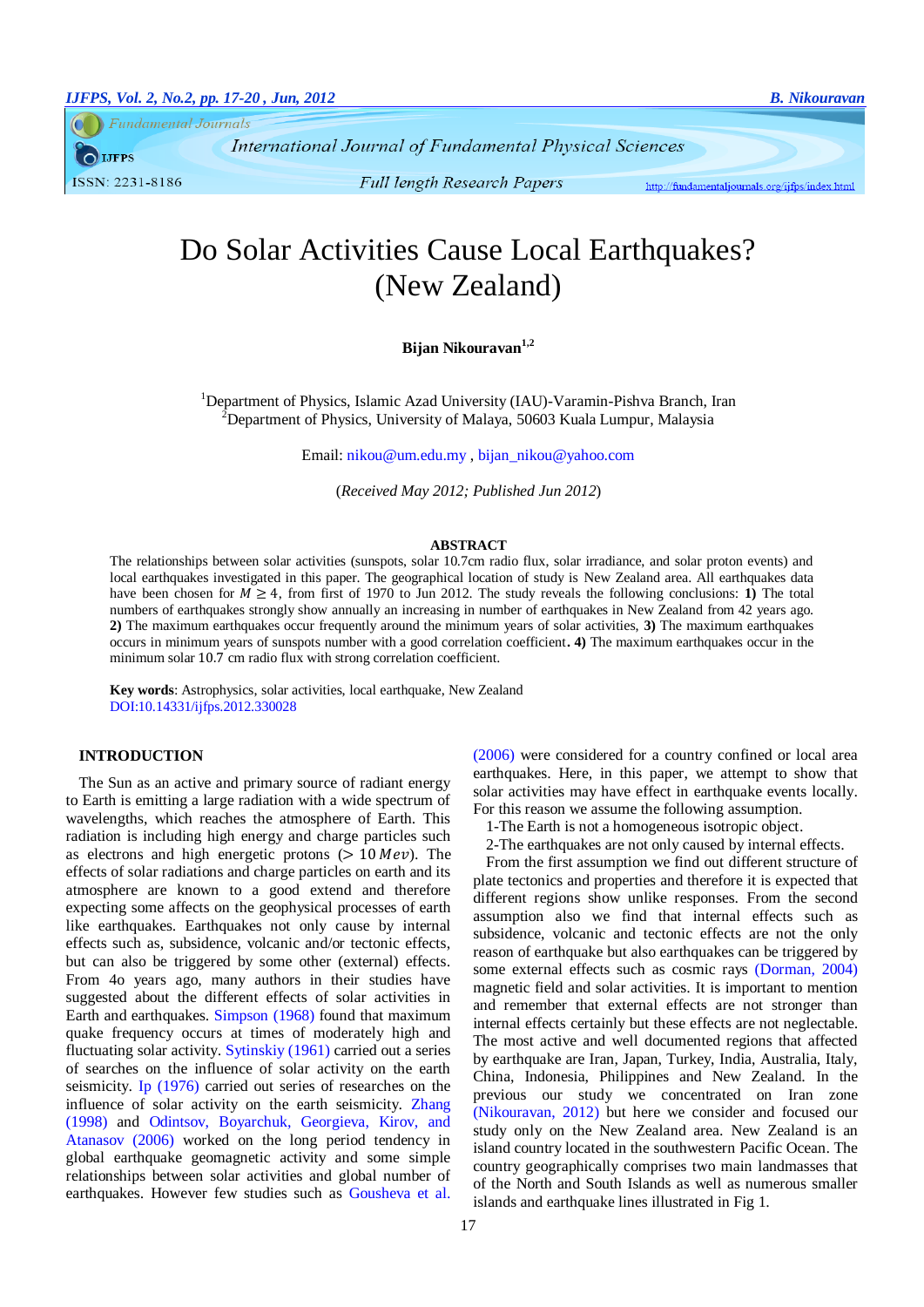# Do Solar Activities Cause Local Earthquakes? (New Zealand)

**Bijan Nikouravan**[1,2]

[1]Department of Physics, Islamic Azad University (IAU)-Varamin-Pishva Branch, Iran
[2]Department of Physics, University of Malaya, 50603 Kuala Lumpur, Malaysia

Email: nikou@um.edu.my , bijan_nikou@yahoo.com

(*Received May 2012; Published Jun 2012*)

## ABSTRACT

The relationships between solar activities (sunspots, solar 10.7cm radio flux, solar irradiance, and solar proton events) and local earthquakes investigated in this paper. The geographical location of study is New Zealand area. All earthquakes data have been chosen for $M \geq 4$, from first of 1970 to Jun 2012. The study reveals the following conclusions: **1)** The total numbers of earthquakes strongly show annually an increasing in number of earthquakes in New Zealand from 42 years ago. **2)** The maximum earthquakes occur frequently around the minimum years of solar activities, **3)** The maximum earthquakes occurs in minimum years of sunspots number with a good correlation coefficient**. 4)** The maximum earthquakes occur in the minimum solar 10.7 cm radio flux with strong correlation coefficient.

**Key words**: Astrophysics, solar activities, local earthquake, New Zealand
DOI:10.14331/ijfps.2012.330028

## INTRODUCTION

The Sun as an active and primary source of radiant energy to Earth is emitting a large radiation with a wide spectrum of wavelengths, which reaches the atmosphere of Earth. This radiation is including high energy and charge particles such as electrons and high energetic protons ($> 10\,Mev$). The effects of solar radiations and charge particles on earth and its atmosphere are known to a good extend and therefore expecting some affects on the geophysical processes of earth like earthquakes. Earthquakes not only cause by internal effects such as, subsidence, volcanic and/or tectonic effects, but can also be triggered by some other (external) effects. From 4o years ago, many authors in their studies have suggested about the different effects of solar activities in Earth and earthquakes. Simpson (1968) found that maximum quake frequency occurs at times of moderately high and fluctuating solar activity. Sytinskiy (1961) carried out a series of searches on the influence of solar activity on the earth seismicity. Ip (1976) carried out series of researches on the influence of solar activity on the earth seismicity. Zhang (1998) and Odintsov, Boyarchuk, Georgieva, Kirov, and Atanasov (2006) worked on the long period tendency in global earthquake geomagnetic activity and some simple relationships between solar activities and global number of earthquakes. However few studies such as Gousheva et al. (2006) were considered for a country confined or local area earthquakes. Here, in this paper, we attempt to show that solar activities may have effect in earthquake events locally. For this reason we assume the following assumption.

1-The Earth is not a homogeneous isotropic object.

2-The earthquakes are not only caused by internal effects.

From the first assumption we find out different structure of plate tectonics and properties and therefore it is expected that different regions show unlike responses. From the second assumption also we find that internal effects such as subsidence, volcanic and tectonic effects are not the only reason of earthquake but also earthquakes can be triggered by some external effects such as cosmic rays (Dorman, 2004) magnetic field and solar activities. It is important to mention and remember that external effects are not stronger than internal effects certainly but these effects are not neglectable. The most active and well documented regions that affected by earthquake are Iran, Japan, Turkey, India, Australia, Italy, China, Indonesia, Philippines and New Zealand. In the previous our study we concentrated on Iran zone (Nikouravan, 2012) but here we consider and focused our study only on the New Zealand area. New Zealand is an island country located in the southwestern Pacific Ocean. The country geographically comprises two main landmasses that of the North and South Islands as well as numerous smaller islands and earthquake lines illustrated in Fig 1.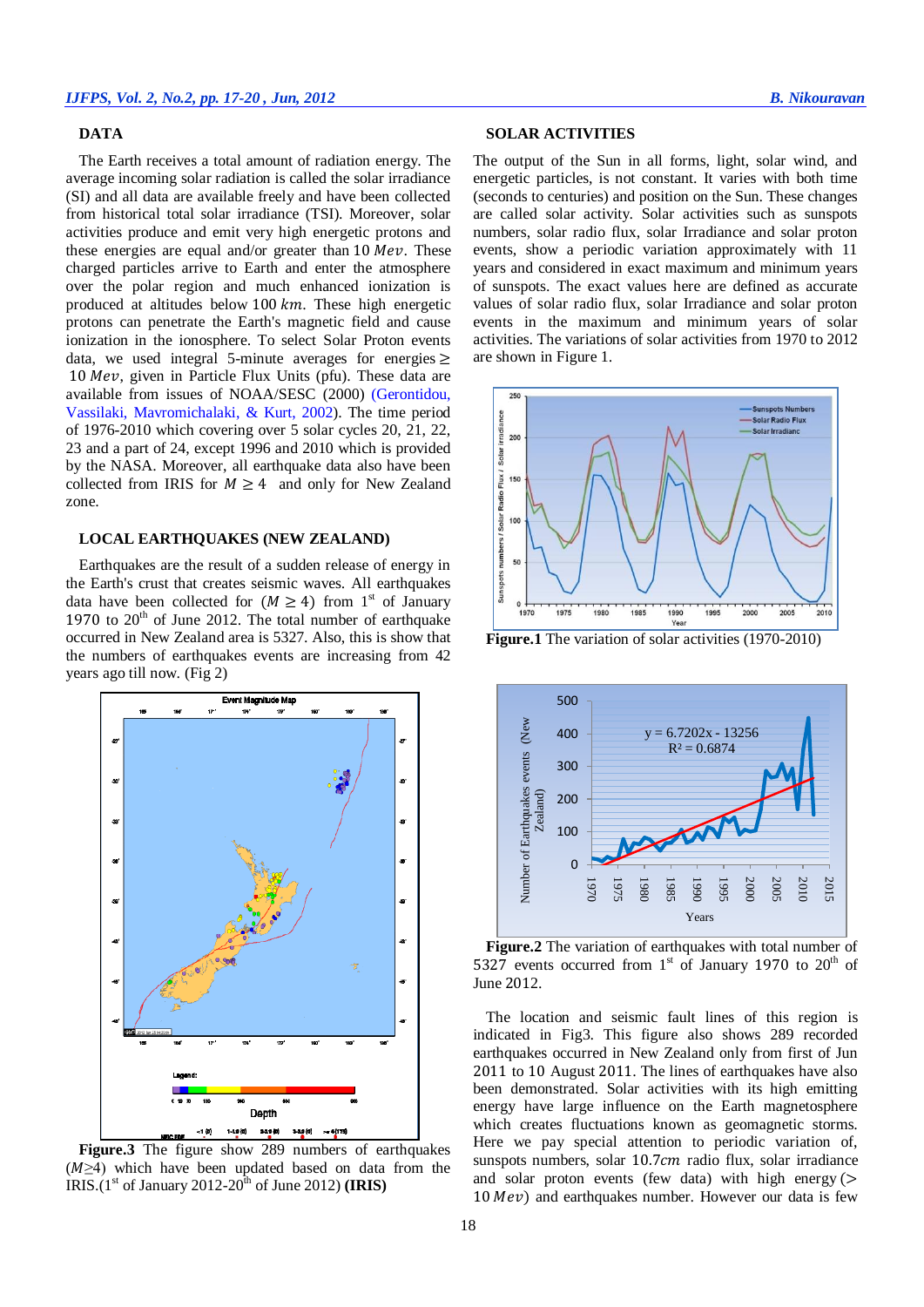## DATA

The Earth receives a total amount of radiation energy. The average incoming solar radiation is called the solar irradiance (SI) and all data are available freely and have been collected from historical total solar irradiance (TSI). Moreover, solar activities produce and emit very high energetic protons and these energies are equal and/or greater than 10 $Mev$. These charged particles arrive to Earth and enter the atmosphere over the polar region and much enhanced ionization is produced at altitudes below 100 $km$. These high energetic protons can penetrate the Earth's magnetic field and cause ionization in the ionosphere. To select Solar Proton events data, we used integral 5-minute averages for energies $\geq$ 10 $Mev$, given in Particle Flux Units (pfu). These data are available from issues of NOAA/SESC (2000) (Gerontidou, Vassilaki, Mavromichalaki, & Kurt, 2002). The time period of 1976-2010 which covering over 5 solar cycles 20, 21, 22, 23 and a part of 24, except 1996 and 2010 which is provided by the NASA. Moreover, all earthquake data also have been collected from IRIS for $M \geq 4$ and only for New Zealand zone.

## LOCAL EARTHQUAKES (NEW ZEALAND)

Earthquakes are the result of a sudden release of energy in the Earth's crust that creates seismic waves. All earthquakes data have been collected for ($M \geq 4$) from 1[st] of January 1970 to 20[th] of June 2012. The total number of earthquake occurred in New Zealand area is 5327. Also, this is show that the numbers of earthquakes events are increasing from 42 years ago till now. (Fig 2)

**Figure.3** The figure show 289 numbers of earthquakes ($M \geq 4$) which have been updated based on data from the IRIS.(1[st] of January 2012-20[th] of June 2012) **(IRIS)**

## SOLAR ACTIVITIES

The output of the Sun in all forms, light, solar wind, and energetic particles, is not constant. It varies with both time (seconds to centuries) and position on the Sun. These changes are called solar activity. Solar activities such as sunspots numbers, solar radio flux, solar Irradiance and solar proton events, show a periodic variation approximately with 11 years and considered in exact maximum and minimum years of sunspots. The exact values here are defined as accurate values of solar radio flux, solar Irradiance and solar proton events in the maximum and minimum years of solar activities. The variations of solar activities from 1970 to 2012 are shown in Figure 1.

**Figure.1** The variation of solar activities (1970-2010)

**Figure.2** The variation of earthquakes with total number of 5327 events occurred from 1[st] of January 1970 to 20[th] of June 2012.

The location and seismic fault lines of this region is indicated in Fig3. This figure also shows 289 recorded earthquakes occurred in New Zealand only from first of Jun 2011 to 10 August 2011. The lines of earthquakes have also been demonstrated. Solar activities with its high emitting energy have large influence on the Earth magnetosphere which creates fluctuations known as geomagnetic storms. Here we pay special attention to periodic variation of, sunspots numbers, solar 10.7$cm$ radio flux, solar irradiance and solar proton events (few data) with high energy ($>$ 10 $Mev$) and earthquakes number. However our data is few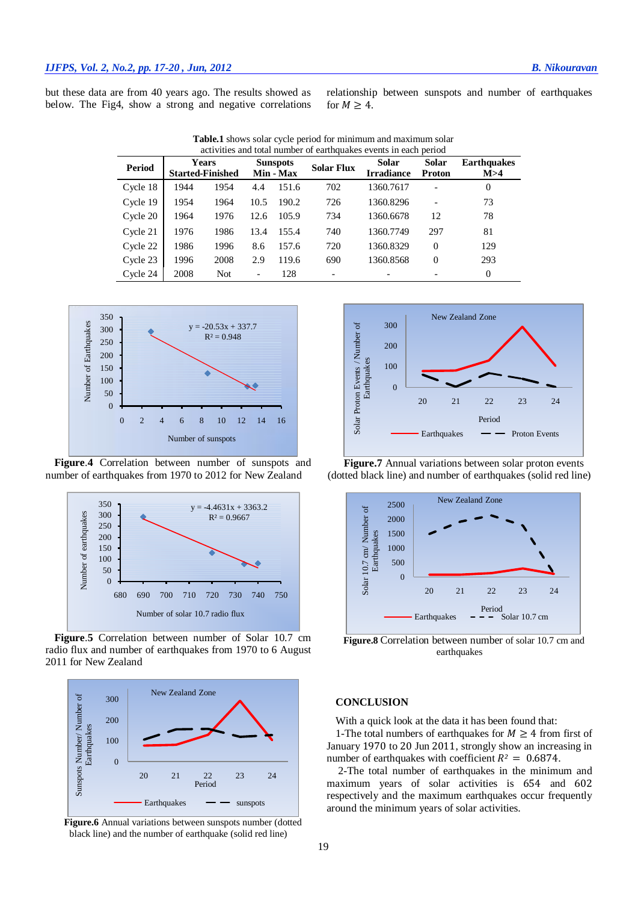but these data are from 40 years ago. The results showed as below. The Fig4, show a strong and negative correlations relationship between sunspots and number of earthquakes for $M \geq 4$.

**Table.1** shows solar cycle period for minimum and maximum solar activities and total number of earthquakes events in each period

| Period | Years Started-Finished | | Sunspots Min - Max | | Solar Flux | Solar Irradiance | Solar Proton | Earthquakes M>4 |
|---|---|---|---|---|---|---|---|---|
| Cycle 18 | 1944 | 1954 | 4.4 | 151.6 | 702 | 1360.7617 | - | 0 |
| Cycle 19 | 1954 | 1964 | 10.5 | 190.2 | 726 | 1360.8296 | - | 73 |
| Cycle 20 | 1964 | 1976 | 12.6 | 105.9 | 734 | 1360.6678 | 12 | 78 |
| Cycle 21 | 1976 | 1986 | 13.4 | 155.4 | 740 | 1360.7749 | 297 | 81 |
| Cycle 22 | 1986 | 1996 | 8.6 | 157.6 | 720 | 1360.8329 | 0 | 129 |
| Cycle 23 | 1996 | 2008 | 2.9 | 119.6 | 690 | 1360.8568 | 0 | 293 |
| Cycle 24 | 2008 | Not | - | 128 | - | - | - | 0 |

**Figure.4** Correlation between number of sunspots and number of earthquakes from 1970 to 2012 for New Zealand

**Figure.5** Correlation between number of Solar 10.7 cm radio flux and number of earthquakes from 1970 to 6 August 2011 for New Zealand

**Figure.6** Annual variations between sunspots number (dotted black line) and the number of earthquake (solid red line)

**Figure.7** Annual variations between solar proton events (dotted black line) and number of earthquakes (solid red line)

**Figure.8** Correlation between number of solar 10.7 cm and earthquakes

## CONCLUSION

With a quick look at the data it has been found that:

1-The total numbers of earthquakes for $M \geq 4$ from first of January 1970 to 20 Jun 2011, strongly show an increasing in number of earthquakes with coefficient $R^2 = 0.6874$.

2-The total number of earthquakes in the minimum and maximum years of solar activities is 654 and 602 respectively and the maximum earthquakes occur frequently around the minimum years of solar activities.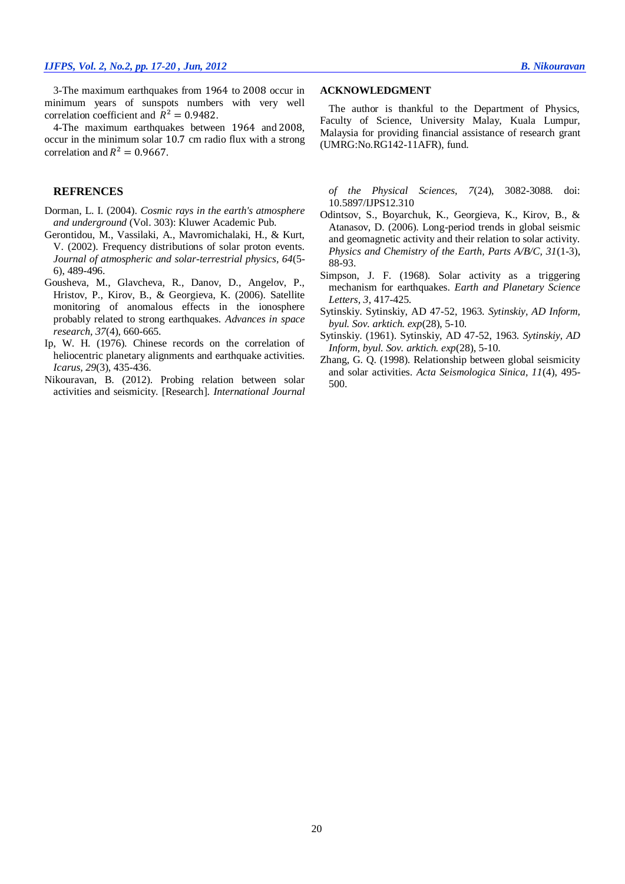3-The maximum earthquakes from 1964 to 2008 occur in minimum years of sunspots numbers with very well correlation coefficient and $R^2 = 0.9482$.

4-The maximum earthquakes between 1964 and 2008, occur in the minimum solar 10.7 cm radio flux with a strong correlation and $R^2 = 0.9667$.

## ACKNOWLEDGMENT

The author is thankful to the Department of Physics, Faculty of Science, University Malay, Kuala Lumpur, Malaysia for providing financial assistance of research grant (UMRG:No.RG142-11AFR), fund.

## REFRENCES

Dorman, L. I. (2004). *Cosmic rays in the earth's atmosphere and underground* (Vol. 303): Kluwer Academic Pub.

Gerontidou, M., Vassilaki, A., Mavromichalaki, H., & Kurt, V. (2002). Frequency distributions of solar proton events. *Journal of atmospheric and solar-terrestrial physics, 64*(5-6), 489-496.

Gousheva, M., Glavcheva, R., Danov, D., Angelov, P., Hristov, P., Kirov, B., & Georgieva, K. (2006). Satellite monitoring of anomalous effects in the ionosphere probably related to strong earthquakes. *Advances in space research, 37*(4), 660-665.

Ip, W. H. (1976). Chinese records on the correlation of heliocentric planetary alignments and earthquake activities. *Icarus, 29*(3), 435-436.

Nikouravan, B. (2012). Probing relation between solar activities and seismicity. [Research]. *International Journal of the Physical Sciences, 7*(24), 3082-3088. doi: 10.5897/IJPS12.310

Odintsov, S., Boyarchuk, K., Georgieva, K., Kirov, B., & Atanasov, D. (2006). Long-period trends in global seismic and geomagnetic activity and their relation to solar activity. *Physics and Chemistry of the Earth, Parts A/B/C, 31*(1-3), 88-93.

Simpson, J. F. (1968). Solar activity as a triggering mechanism for earthquakes. *Earth and Planetary Science Letters, 3*, 417-425.

Sytinskiy. Sytinskiy, AD 47-52, 1963. *Sytinskiy, AD Inform, byul. Sov. arktich. exp*(28), 5-10.

Sytinskiy. (1961). Sytinskiy, AD 47-52, 1963. *Sytinskiy, AD Inform, byul. Sov. arktich. exp*(28), 5-10.

Zhang, G. Q. (1998). Relationship between global seismicity and solar activities. *Acta Seismologica Sinica, 11*(4), 495-500.